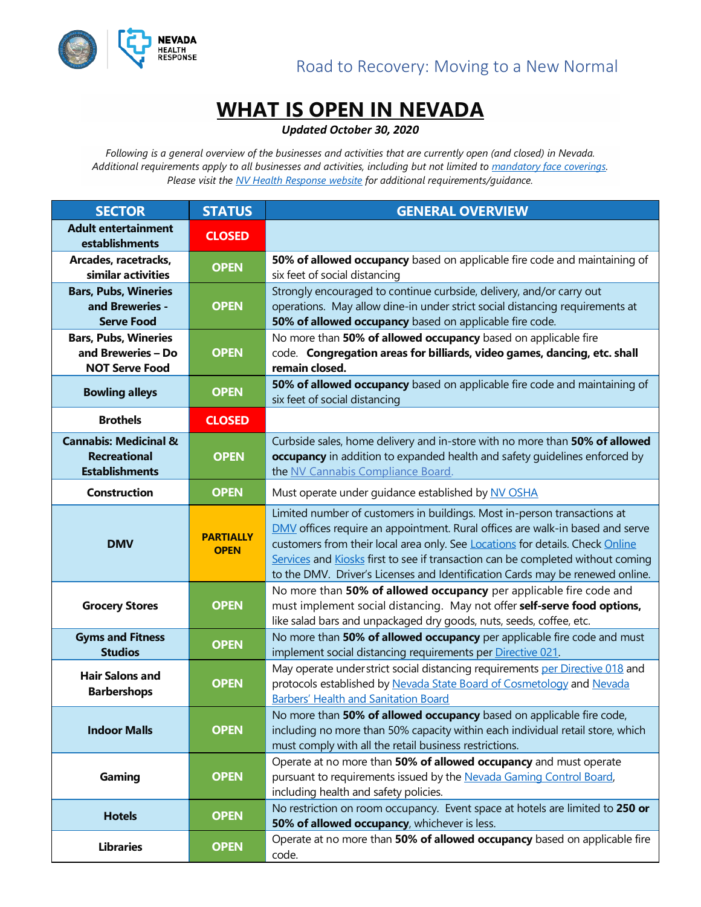Road to Recovery: Moving to a New Normal

# WHAT IS OPEN IN NEVADA

***Updated October 30, 2020***

*Following is a general overview of the businesses and activities that are currently open (and closed) in Nevada. Additional requirements apply to all businesses and activities, including but not limited to mandatory face coverings. Please visit the NV Health Response website for additional requirements/guidance.*

| SECTOR | STATUS | GENERAL OVERVIEW |
|---|---|---|
| **Adult entertainment establishments** | **CLOSED** | |
| **Arcades, racetracks, similar activities** | **OPEN** | **50% of allowed occupancy** based on applicable fire code and maintaining of six feet of social distancing |
| **Bars, Pubs, Wineries and Breweries - Serve Food** | **OPEN** | Strongly encouraged to continue curbside, delivery, and/or carry out operations. May allow dine-in under strict social distancing requirements at **50% of allowed occupancy** based on applicable fire code. |
| **Bars, Pubs, Wineries and Breweries – Do NOT Serve Food** | **OPEN** | No more than **50% of allowed occupancy** based on applicable fire code. **Congregation areas for billiards, video games, dancing, etc. shall remain closed.** |
| **Bowling alleys** | **OPEN** | **50% of allowed occupancy** based on applicable fire code and maintaining of six feet of social distancing |
| **Brothels** | **CLOSED** | |
| **Cannabis: Medicinal & Recreational Establishments** | **OPEN** | Curbside sales, home delivery and in-store with no more than **50% of allowed occupancy** in addition to expanded health and safety guidelines enforced by the NV Cannabis Compliance Board. |
| **Construction** | **OPEN** | Must operate under guidance established by NV OSHA |
| **DMV** | **PARTIALLY OPEN** | Limited number of customers in buildings. Most in-person transactions at DMV offices require an appointment. Rural offices are walk-in based and serve customers from their local area only. See Locations for details. Check Online Services and Kiosks first to see if transaction can be completed without coming to the DMV. Driver's Licenses and Identification Cards may be renewed online. |
| **Grocery Stores** | **OPEN** | No more than **50% of allowed occupancy** per applicable fire code and must implement social distancing. May not offer **self-serve food options,** like salad bars and unpackaged dry goods, nuts, seeds, coffee, etc. |
| **Gyms and Fitness Studios** | **OPEN** | No more than **50% of allowed occupancy** per applicable fire code and must implement social distancing requirements per Directive 021. |
| **Hair Salons and Barbershops** | **OPEN** | May operate under strict social distancing requirements per Directive 018 and protocols established by Nevada State Board of Cosmetology and Nevada Barbers' Health and Sanitation Board |
| **Indoor Malls** | **OPEN** | No more than **50% of allowed occupancy** based on applicable fire code, including no more than 50% capacity within each individual retail store, which must comply with all the retail business restrictions. |
| **Gaming** | **OPEN** | Operate at no more than **50% of allowed occupancy** and must operate pursuant to requirements issued by the Nevada Gaming Control Board, including health and safety policies. |
| **Hotels** | **OPEN** | No restriction on room occupancy. Event space at hotels are limited to **250 or 50% of allowed occupancy**, whichever is less. |
| **Libraries** | **OPEN** | Operate at no more than **50% of allowed occupancy** based on applicable fire code. |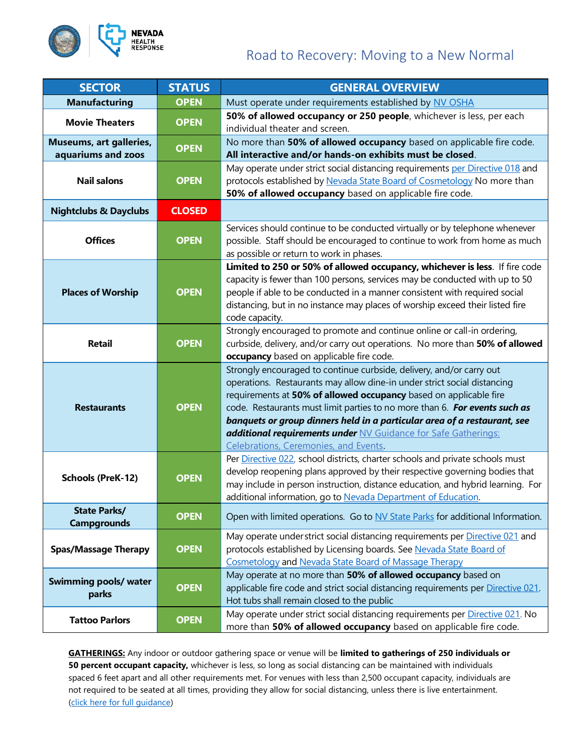# Road to Recovery: Moving to a New Normal

| SECTOR | STATUS | GENERAL OVERVIEW |
|---|---|---|
| Manufacturing | OPEN | Must operate under requirements established by NV OSHA |
| Movie Theaters | OPEN | **50% of allowed occupancy or 250 people**, whichever is less, per each individual theater and screen. |
| Museums, art galleries, aquariums and zoos | OPEN | No more than **50% of allowed occupancy** based on applicable fire code. **All interactive and/or hands-on exhibits must be closed**. |
| Nail salons | OPEN | May operate under strict social distancing requirements per Directive 018 and protocols established by Nevada State Board of Cosmetology No more than **50% of allowed occupancy** based on applicable fire code. |
| Nightclubs & Dayclubs | CLOSED | |
| Offices | OPEN | Services should continue to be conducted virtually or by telephone whenever possible. Staff should be encouraged to continue to work from home as much as possible or return to work in phases. |
| Places of Worship | OPEN | **Limited to 250 or 50% of allowed occupancy, whichever is less.** If fire code capacity is fewer than 100 persons, services may be conducted with up to 50 people if able to be conducted in a manner consistent with required social distancing, but in no instance may places of worship exceed their listed fire code capacity. |
| Retail | OPEN | Strongly encouraged to promote and continue online or call-in ordering, curbside, delivery, and/or carry out operations. No more than **50% of allowed occupancy** based on applicable fire code. |
| Restaurants | OPEN | Strongly encouraged to continue curbside, delivery, and/or carry out operations. Restaurants may allow dine-in under strict social distancing requirements at **50% of allowed occupancy** based on applicable fire code. Restaurants must limit parties to no more than 6. ***For events such as banquets or group dinners held in a particular area of a restaurant, see additional requirements under*** NV Guidance for Safe Gatherings: Celebrations, Ceremonies, and Events. |
| Schools (PreK-12) | OPEN | Per Directive 022, school districts, charter schools and private schools must develop reopening plans approved by their respective governing bodies that may include in person instruction, distance education, and hybrid learning. For additional information, go to Nevada Department of Education. |
| State Parks/ Campgrounds | OPEN | Open with limited operations. Go to NV State Parks for additional Information. |
| Spas/Massage Therapy | OPEN | May operate under strict social distancing requirements per Directive 021 and protocols established by Licensing boards. See Nevada State Board of Cosmetology and Nevada State Board of Massage Therapy |
| Swimming pools/ water parks | OPEN | May operate at no more than **50% of allowed occupancy** based on applicable fire code and strict social distancing requirements per Directive 021. Hot tubs shall remain closed to the public |
| Tattoo Parlors | OPEN | May operate under strict social distancing requirements per Directive 021. No more than **50% of allowed occupancy** based on applicable fire code. |

**GATHERINGS:** Any indoor or outdoor gathering space or venue will be **limited to gatherings of 250 individuals or 50 percent occupant capacity,** whichever is less, so long as social distancing can be maintained with individuals spaced 6 feet apart and all other requirements met. For venues with less than 2,500 occupant capacity, individuals are not required to be seated at all times, providing they allow for social distancing, unless there is live entertainment. (click here for full guidance)